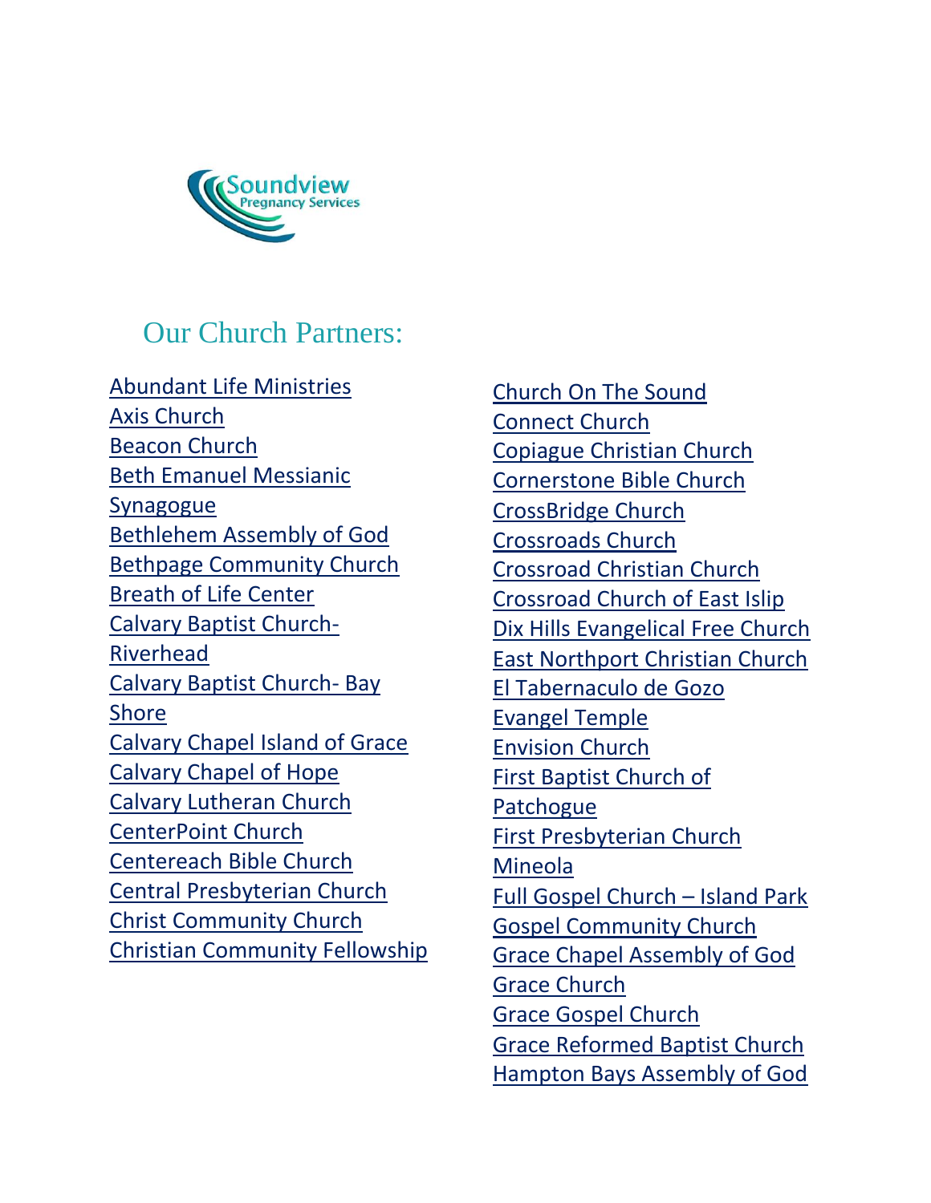Soundview Pregnancy Services

## Our Church Partners:

- Abundant Life Ministries
- Axis Church
- Beacon Church
- Beth Emanuel Messianic Synagogue
- Bethlehem Assembly of God
- Bethpage Community Church
- Breath of Life Center
- Calvary Baptist Church-Riverhead
- Calvary Baptist Church- Bay Shore
- Calvary Chapel Island of Grace
- Calvary Chapel of Hope
- Calvary Lutheran Church
- CenterPoint Church
- Centereach Bible Church
- Central Presbyterian Church
- Christ Community Church
- Christian Community Fellowship
- Church On The Sound
- Connect Church
- Copiague Christian Church
- Cornerstone Bible Church
- CrossBridge Church
- Crossroads Church
- Crossroad Christian Church
- Crossroad Church of East Islip
- Dix Hills Evangelical Free Church
- East Northport Christian Church
- El Tabernaculo de Gozo
- Evangel Temple
- Envision Church
- First Baptist Church of Patchogue
- First Presbyterian Church Mineola
- Full Gospel Church – Island Park
- Gospel Community Church
- Grace Chapel Assembly of God
- Grace Church
- Grace Gospel Church
- Grace Reformed Baptist Church
- Hampton Bays Assembly of God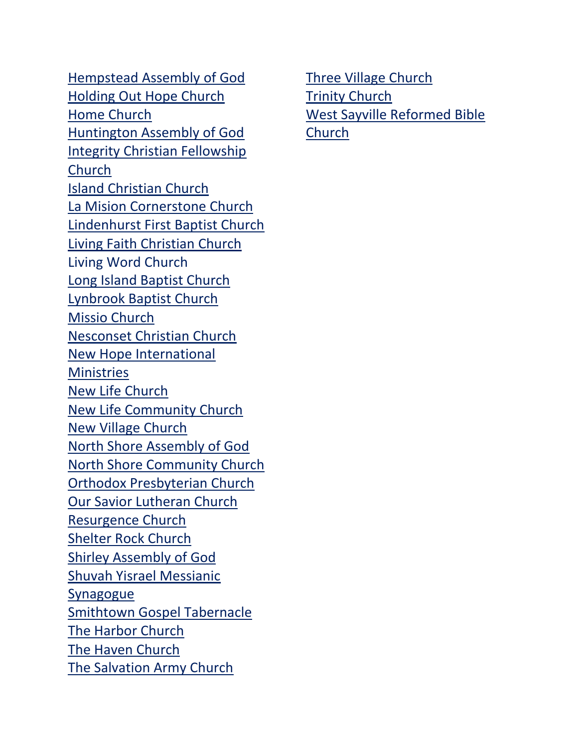Hempstead Assembly of God
Holding Out Hope Church
Home Church
Huntington Assembly of God
Integrity Christian Fellowship Church
Island Christian Church
La Mision Cornerstone Church
Lindenhurst First Baptist Church
Living Faith Christian Church
Living Word Church
Long Island Baptist Church
Lynbrook Baptist Church
Missio Church
Nesconset Christian Church
New Hope International Ministries
New Life Church
New Life Community Church
New Village Church
North Shore Assembly of God
North Shore Community Church
Orthodox Presbyterian Church
Our Savior Lutheran Church
Resurgence Church
Shelter Rock Church
Shirley Assembly of God
Shuvah Yisrael Messianic Synagogue
Smithtown Gospel Tabernacle
The Harbor Church
The Haven Church
The Salvation Army Church
Three Village Church
Trinity Church
West Sayville Reformed Bible Church